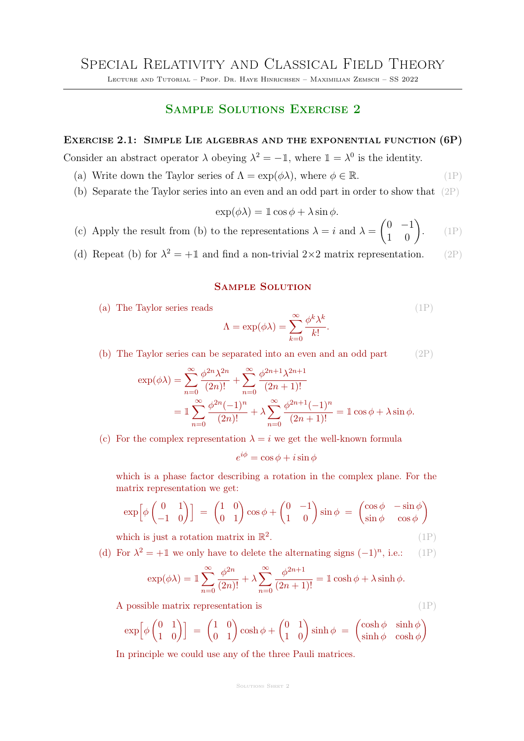# Special Relativity and Classical Field Theory

Lecture and Tutorial – Prof. Dr. Haye Hinrichsen – Maximilian Zemsch – SS 2022

## Sample Solutions Exercise 2

### Exercise 2.1: Simple Lie algebras and the exponential function (6P)

Consider an abstract operator $\lambda$ obeying $\lambda^2 = -\mathbb{1}$, where $\mathbb{1} = \lambda^0$ is the identity.

(a) Write down the Taylor series of $\Lambda = \exp(\phi\lambda)$, where $\phi \in \mathbb{R}$. (1P)

(b) Separate the Taylor series into an even and an odd part in order to show that (2P)

$$\exp(\phi\lambda) = \mathbb{1}\cos\phi + \lambda\sin\phi.$$

(c) Apply the result from (b) to the representations $\lambda = i$ and $\lambda = \begin{pmatrix} 0 & -1 \\ 1 & 0 \end{pmatrix}$. (1P)

(d) Repeat (b) for $\lambda^2 = +\mathbb{1}$ and find a non-trivial 2×2 matrix representation. (2P)

#### Sample Solution

(a) The Taylor series reads (1P)

$$\Lambda = \exp(\phi\lambda) = \sum_{k=0}^{\infty} \frac{\phi^k \lambda^k}{k!}.$$

(b) The Taylor series can be separated into an even and an odd part (2P)

$$\begin{aligned}
\exp(\phi\lambda) &= \sum_{n=0}^{\infty} \frac{\phi^{2n}\lambda^{2n}}{(2n)!} + \sum_{n=0}^{\infty} \frac{\phi^{2n+1}\lambda^{2n+1}}{(2n+1)!} \\
&= \mathbb{1}\sum_{n=0}^{\infty} \frac{\phi^{2n}(-1)^n}{(2n)!} + \lambda \sum_{n=0}^{\infty} \frac{\phi^{2n+1}(-1)^n}{(2n+1)!} = \mathbb{1}\cos\phi + \lambda\sin\phi.
\end{aligned}$$

(c) For the complex representation $\lambda = i$ we get the well-known formula

$$e^{i\phi} = \cos\phi + i\sin\phi$$

which is a phase factor describing a rotation in the complex plane. For the matrix representation we get:

$$\exp\left[\phi\begin{pmatrix} 0 & 1 \\ -1 & 0 \end{pmatrix}\right] = \begin{pmatrix} 1 & 0 \\ 0 & 1 \end{pmatrix}\cos\phi + \begin{pmatrix} 0 & -1 \\ 1 & 0 \end{pmatrix}\sin\phi = \begin{pmatrix} \cos\phi & -\sin\phi \\ \sin\phi & \cos\phi \end{pmatrix}$$

which is just a rotation matrix in $\mathbb{R}^2$. (1P)

(d) For $\lambda^2 = +\mathbb{1}$ we only have to delete the alternating signs $(-1)^n$, i.e.: (1P)

$$\exp(\phi\lambda) = \mathbb{1}\sum_{n=0}^{\infty} \frac{\phi^{2n}}{(2n)!} + \lambda\sum_{n=0}^{\infty} \frac{\phi^{2n+1}}{(2n+1)!} = \mathbb{1}\cosh\phi + \lambda\sinh\phi.$$

A possible matrix representation is (1P)

$$\exp\left[\phi\begin{pmatrix} 0 & 1 \\ 1 & 0 \end{pmatrix}\right] = \begin{pmatrix} 1 & 0 \\ 0 & 1 \end{pmatrix}\cosh\phi + \begin{pmatrix} 0 & 1 \\ 1 & 0 \end{pmatrix}\sinh\phi = \begin{pmatrix} \cosh\phi & \sinh\phi \\ \sinh\phi & \cosh\phi \end{pmatrix}$$

In principle we could use any of the three Pauli matrices.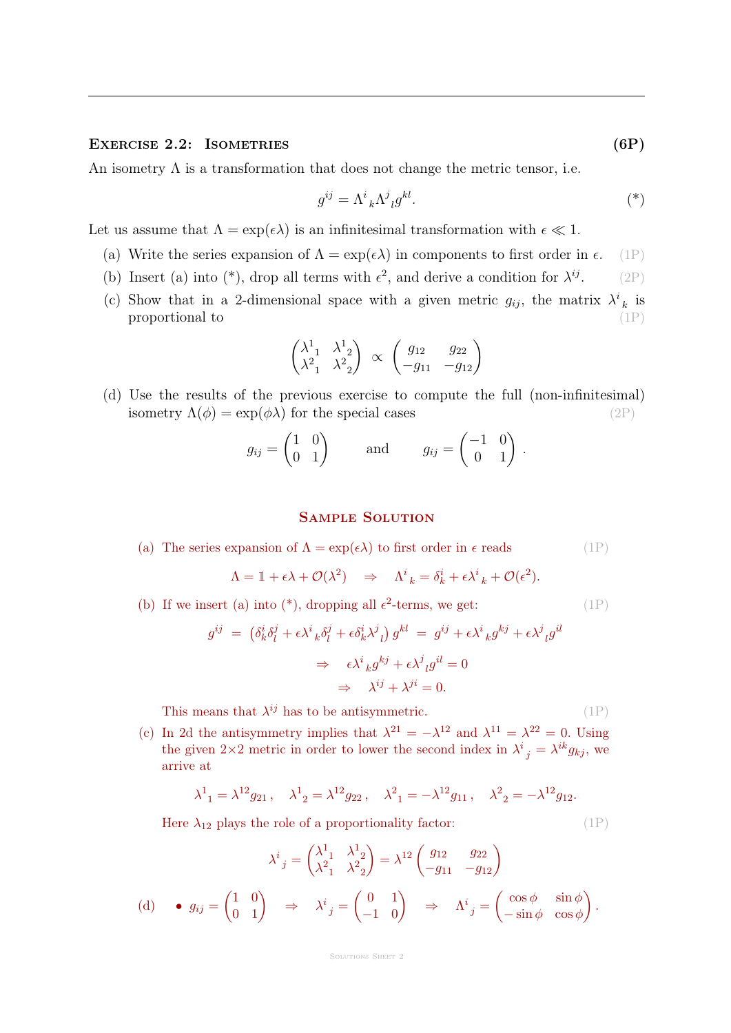## Exercise 2.2: Isometries **(6P)**

An isometry $\Lambda$ is a transformation that does not change the metric tensor, i.e.

$$g^{ij} = \Lambda^i{}_k \Lambda^j{}_l g^{kl}. \qquad (*)$$

Let us assume that $\Lambda = \exp(\epsilon\lambda)$ is an infinitesimal transformation with $\epsilon \ll 1$.

(a) Write the series expansion of $\Lambda = \exp(\epsilon\lambda)$ in components to first order in $\epsilon$. (1P)

(b) Insert (a) into (*), drop all terms with $\epsilon^2$, and derive a condition for $\lambda^{ij}$. (2P)

(c) Show that in a 2-dimensional space with a given metric $g_{ij}$, the matrix $\lambda^i{}_k$ is proportional to (1P)

$$\begin{pmatrix} \lambda^1{}_1 & \lambda^1{}_2 \\ \lambda^2{}_1 & \lambda^2{}_2 \end{pmatrix} \propto \begin{pmatrix} g_{12} & g_{22} \\ -g_{11} & -g_{12} \end{pmatrix}$$

(d) Use the results of the previous exercise to compute the full (non-infinitesimal) isometry $\Lambda(\phi) = \exp(\phi\lambda)$ for the special cases (2P)

$$g_{ij} = \begin{pmatrix} 1 & 0 \\ 0 & 1 \end{pmatrix} \qquad \text{and} \qquad g_{ij} = \begin{pmatrix} -1 & 0 \\ 0 & 1 \end{pmatrix}.$$

### Sample Solution

(a) The series expansion of $\Lambda = \exp(\epsilon\lambda)$ to first order in $\epsilon$ reads (1P)

$$\Lambda = \mathbb{1} + \epsilon\lambda + \mathcal{O}(\lambda^2) \quad \Rightarrow \quad \Lambda^i{}_k = \delta^i_k + \epsilon\lambda^i{}_k + \mathcal{O}(\epsilon^2).$$

(b) If we insert (a) into (*), dropping all $\epsilon^2$-terms, we get: (1P)

$$g^{ij} = \left(\delta^i_k\delta^j_l + \epsilon\lambda^i{}_k\delta^j_l + \epsilon\delta^i_k\lambda^j{}_l\right) g^{kl} = g^{ij} + \epsilon\lambda^i{}_k g^{kj} + \epsilon\lambda^j{}_l g^{il}$$

$$\Rightarrow \quad \epsilon\lambda^i{}_k g^{kj} + \epsilon\lambda^j{}_l g^{il} = 0$$

$$\Rightarrow \quad \lambda^{ij} + \lambda^{ji} = 0.$$

This means that $\lambda^{ij}$ has to be antisymmetric. (1P)

(c) In 2d the antisymmetry implies that $\lambda^{21} = -\lambda^{12}$ and $\lambda^{11} = \lambda^{22} = 0$. Using the given $2\times 2$ metric in order to lower the second index in $\lambda^i{}_j = \lambda^{ik} g_{kj}$, we arrive at

$$\lambda^1{}_1 = \lambda^{12} g_{21}\,, \quad \lambda^1{}_2 = \lambda^{12} g_{22}\,, \quad \lambda^2{}_1 = -\lambda^{12} g_{11}\,, \quad \lambda^2{}_2 = -\lambda^{12} g_{12}.$$

Here $\lambda_{12}$ plays the role of a proportionality factor: (1P)

$$\lambda^i{}_j = \begin{pmatrix} \lambda^1{}_1 & \lambda^1{}_2 \\ \lambda^2{}_1 & \lambda^2{}_2 \end{pmatrix} = \lambda^{12} \begin{pmatrix} g_{12} & g_{22} \\ -g_{11} & -g_{12} \end{pmatrix}$$

(d)
- $g_{ij} = \begin{pmatrix} 1 & 0 \\ 0 & 1 \end{pmatrix} \quad \Rightarrow \quad \lambda^i{}_j = \begin{pmatrix} 0 & 1 \\ -1 & 0 \end{pmatrix} \quad \Rightarrow \quad \Lambda^i{}_j = \begin{pmatrix} \cos\phi & \sin\phi \\ -\sin\phi & \cos\phi \end{pmatrix}.$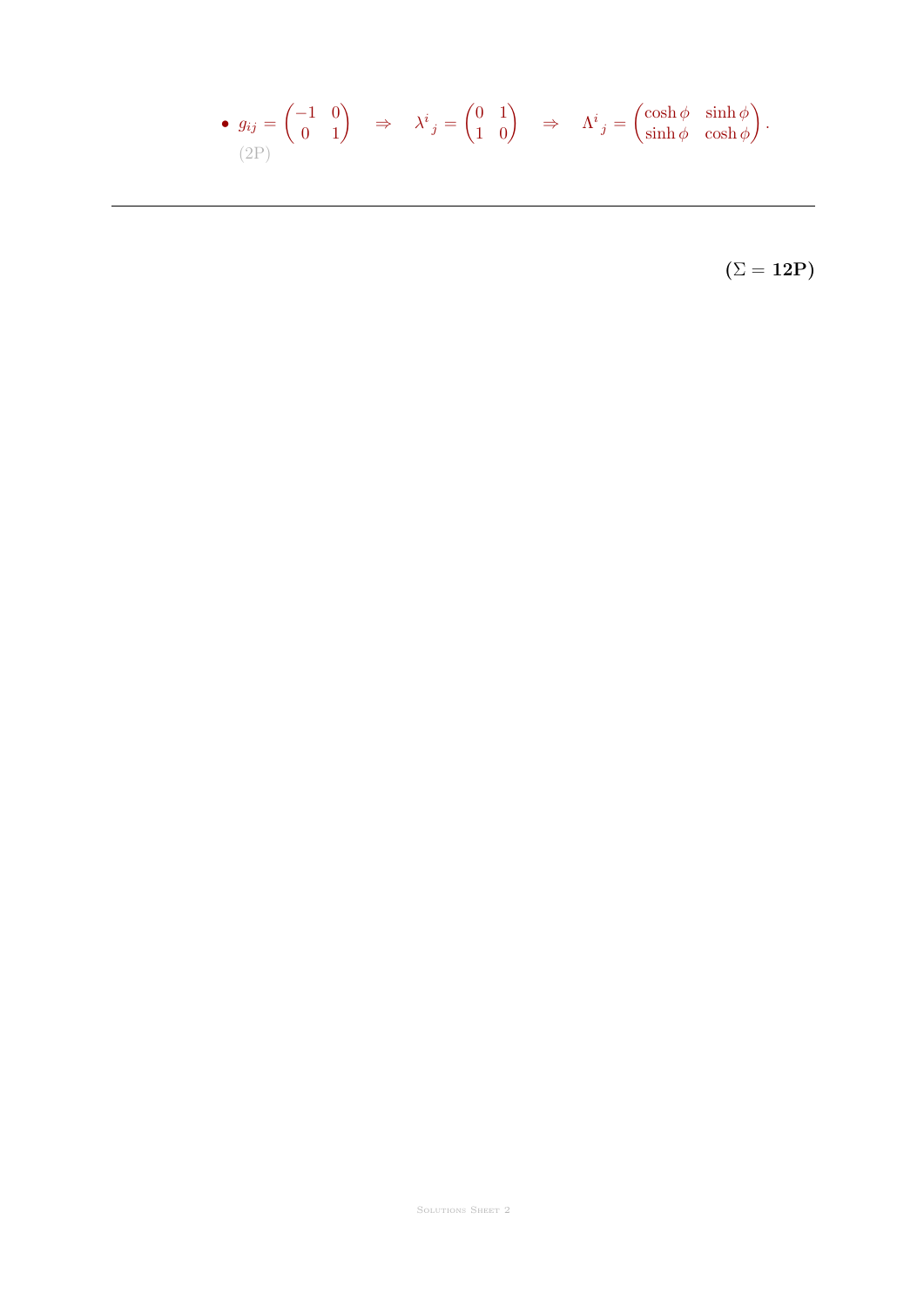- $g_{ij} = \begin{pmatrix} -1 & 0 \\ 0 & 1 \end{pmatrix} \quad \Rightarrow \quad \lambda^i{}_j = \begin{pmatrix} 0 & 1 \\ 1 & 0 \end{pmatrix} \quad \Rightarrow \quad \Lambda^i{}_j = \begin{pmatrix} \cosh\phi & \sinh\phi \\ \sinh\phi & \cosh\phi \end{pmatrix}.$
  (2P)

---

**($\Sigma$ = 12P)**